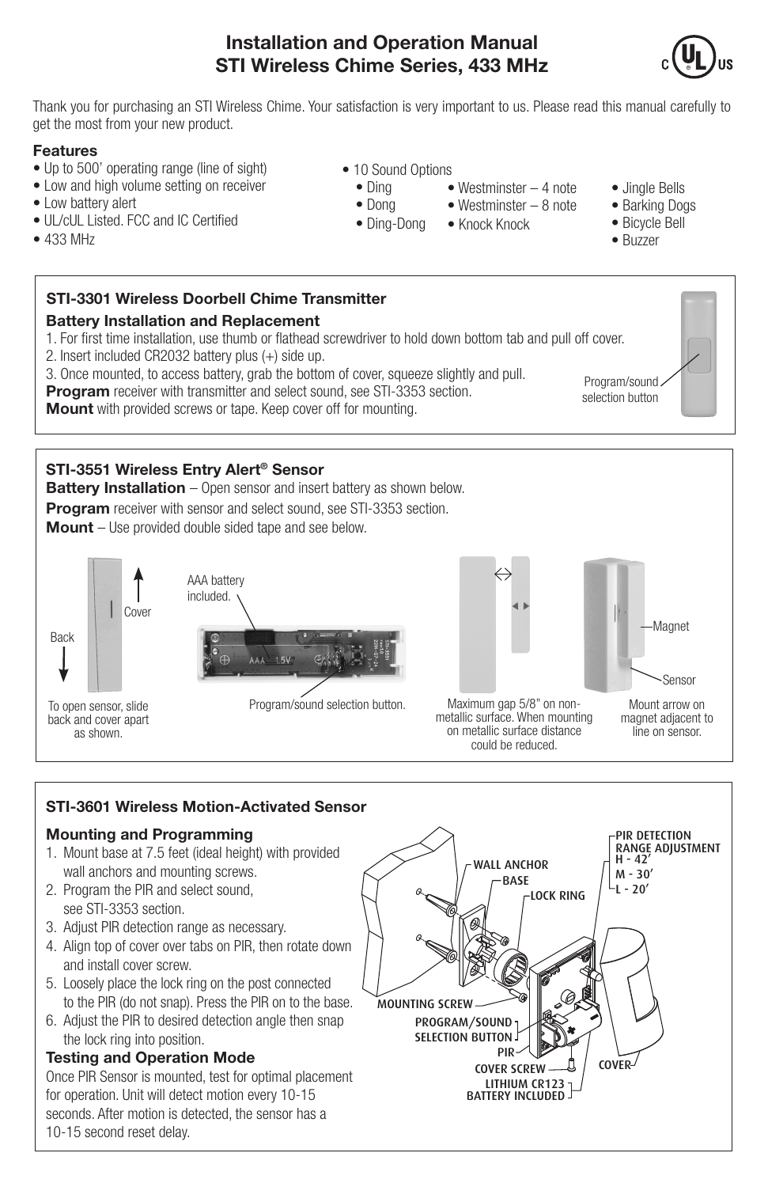# Installation and Operation Manual
# STI Wireless Chime Series, 433 MHz

Thank you for purchasing an STI Wireless Chime. Your satisfaction is very important to us. Please read this manual carefully to get the most from your new product.

### Features

- Up to 500' operating range (line of sight)
- Low and high volume setting on receiver
- Low battery alert
- UL/cUL Listed. FCC and IC Certified
- 433 MHz
- 10 Sound Options
  - Ding
  - Dong
  - Ding-Dong
  - Westminster – 4 note
  - Westminster – 8 note
  - Knock Knock
  - Jingle Bells
  - Barking Dogs
  - Bicycle Bell
  - Buzzer

### STI-3301 Wireless Doorbell Chime Transmitter

**Battery Installation and Replacement**

1. For first time installation, use thumb or flathead screwdriver to hold down bottom tab and pull off cover.
2. Insert included CR2032 battery plus (+) side up.
3. Once mounted, to access battery, grab the bottom of cover, squeeze slightly and pull.

**Program** receiver with transmitter and select sound, see STI-3353 section.

**Mount** with provided screws or tape. Keep cover off for mounting.

Program/sound selection button

### STI-3551 Wireless Entry Alert® Sensor

**Battery Installation** – Open sensor and insert battery as shown below.

**Program** receiver with sensor and select sound, see STI-3353 section.

**Mount** – Use provided double sided tape and see below.

Back, Cover — To open sensor, slide back and cover apart as shown.

AAA battery included. — Program/sound selection button.

Maximum gap 5/8" on non-metallic surface. When mounting on metallic surface distance could be reduced.

Magnet, Sensor — Mount arrow on magnet adjacent to line on sensor.

### STI-3601 Wireless Motion-Activated Sensor

**Mounting and Programming**

1. Mount base at 7.5 feet (ideal height) with provided wall anchors and mounting screws.
2. Program the PIR and select sound, see STI-3353 section.
3. Adjust PIR detection range as necessary.
4. Align top of cover over tabs on PIR, then rotate down and install cover screw.
5. Loosely place the lock ring on the post connected to the PIR (do not snap). Press the PIR on to the base.
6. Adjust the PIR to desired detection angle then snap the lock ring into position.

**Testing and Operation Mode**

Once PIR Sensor is mounted, test for optimal placement for operation. Unit will detect motion every 10-15 seconds. After motion is detected, the sensor has a 10-15 second reset delay.

WALL ANCHOR, BASE, LOCK RING, MOUNTING SCREW, PROGRAM/SOUND SELECTION BUTTON, PIR, COVER SCREW, LITHIUM CR123 BATTERY INCLUDED, COVER

PIR DETECTION RANGE ADJUSTMENT: H - 42', M - 30', L - 20'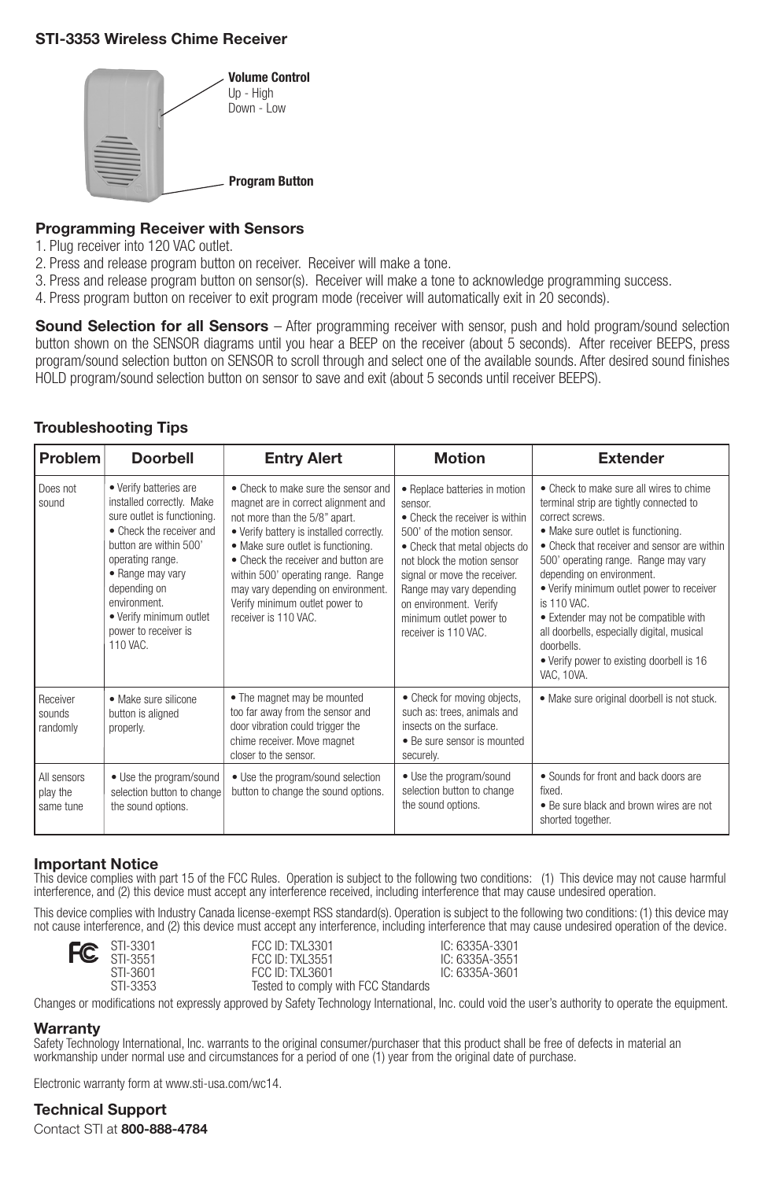## STI-3353 Wireless Chime Receiver

**Volume Control**
Up - High
Down - Low

**Program Button**

### Programming Receiver with Sensors

1. Plug receiver into 120 VAC outlet.
2. Press and release program button on receiver. Receiver will make a tone.
3. Press and release program button on sensor(s). Receiver will make a tone to acknowledge programming success.
4. Press program button on receiver to exit program mode (receiver will automatically exit in 20 seconds).

**Sound Selection for all Sensors** – After programming receiver with sensor, push and hold program/sound selection button shown on the SENSOR diagrams until you hear a BEEP on the receiver (about 5 seconds). After receiver BEEPS, press program/sound selection button on SENSOR to scroll through and select one of the available sounds. After desired sound finishes HOLD program/sound selection button on sensor to save and exit (about 5 seconds until receiver BEEPS).

### Troubleshooting Tips

| Problem | Doorbell | Entry Alert | Motion | Extender |
|---|---|---|---|---|
| Does not sound | • Verify batteries are installed correctly. Make sure outlet is functioning. • Check the receiver and button are within 500' operating range. • Range may vary depending on environment. • Verify minimum outlet power to receiver is 110 VAC. | • Check to make sure the sensor and magnet are in correct alignment and not more than the 5/8" apart. • Verify battery is installed correctly. • Make sure outlet is functioning. • Check the receiver and button are within 500' operating range. Range may vary depending on environment. Verify minimum outlet power to receiver is 110 VAC. | • Replace batteries in motion sensor. • Check the receiver is within 500' of the motion sensor. • Check that metal objects do not block the motion sensor signal or move the receiver. Range may vary depending on environment. Verify minimum outlet power to receiver is 110 VAC. | • Check to make sure all wires to chime terminal strip are tightly connected to correct screws. • Make sure outlet is functioning. • Check that receiver and sensor are within 500' operating range. Range may vary depending on environment. • Verify minimum outlet power to receiver is 110 VAC. • Extender may not be compatible with all doorbells, especially digital, musical doorbells. • Verify power to existing doorbell is 16 VAC, 10VA. |
| Receiver sounds randomly | • Make sure silicone button is aligned properly. | • The magnet may be mounted too far away from the sensor and door vibration could trigger the chime receiver. Move magnet closer to the sensor. | • Check for moving objects, such as: trees, animals and insects on the surface. • Be sure sensor is mounted securely. | • Make sure original doorbell is not stuck. |
| All sensors play the same tune | • Use the program/sound selection button to change the sound options. | • Use the program/sound selection button to change the sound options. | • Use the program/sound selection button to change the sound options. | • Sounds for front and back doors are fixed. • Be sure black and brown wires are not shorted together. |

### Important Notice

This device complies with part 15 of the FCC Rules. Operation is subject to the following two conditions: (1) This device may not cause harmful interference, and (2) this device must accept any interference received, including interference that may cause undesired operation.

This device complies with Industry Canada license-exempt RSS standard(s). Operation is subject to the following two conditions: (1) this device may not cause interference, and (2) this device must accept any interference, including interference that may cause undesired operation of the device.

| | | |
|---|---|---|
| STI-3301 | FCC ID: TXL3301 | IC: 6335A-3301 |
| STI-3551 | FCC ID: TXL3551 | IC: 6335A-3551 |
| STI-3601 | FCC ID: TXL3601 | IC: 6335A-3601 |
| STI-3353 | Tested to comply with FCC Standards | |

Changes or modifications not expressly approved by Safety Technology International, Inc. could void the user's authority to operate the equipment.

### Warranty

Safety Technology International, Inc. warrants to the original consumer/purchaser that this product shall be free of defects in material an workmanship under normal use and circumstances for a period of one (1) year from the original date of purchase.

Electronic warranty form at www.sti-usa.com/wc14.

### Technical Support

Contact STI at **800-888-4784**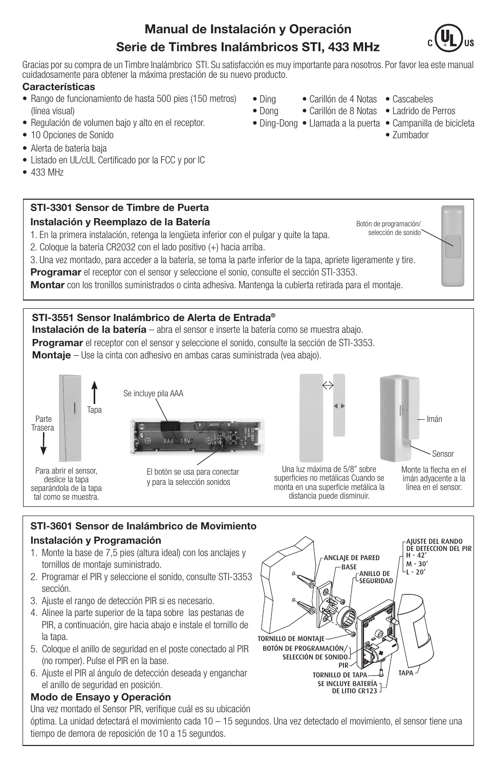# Manual de Instalación y Operación
# Serie de Timbres Inalámbricos STI, 433 MHz

Gracias por su compra de un Timbre Inalámbrico STI. Su satisfacción es muy importante para nosotros. Por favor lea este manual cuidadosamente para obtener la máxima prestación de su nuevo producto.

**Características**

- Rango de funcionamiento de hasta 500 pies (150 metros) (línea visual)
- Regulación de volumen bajo y alto en el receptor.
- 10 Opciones de Sonido
- Alerta de batería baja
- Listado en UL/cUL Certificado por la FCC y por IC
- 433 MHz

- Ding
- Dong
- Ding-Dong
- Carillón de 4 Notas
- Carillón de 8 Notas
- Llamada a la puerta
- Cascabeles
- Ladrido de Perros
- Campanilla de bicicleta
- Zumbador

## STI-3301 Sensor de Timbre de Puerta

### Instalación y Reemplazo de la Batería

Botón de programación/ selección de sonido

1. En la primera instalación, retenga la lengüeta inferior con el pulgar y quite la tapa.
2. Coloque la batería CR2032 con el lado positivo (+) hacia arriba.
3. Una vez montado, para acceder a la batería, se toma la parte inferior de la tapa, apriete ligeramente y tire.

**Programar** el receptor con el sensor y seleccione el sonio, consulte el sección STI-3353.

**Montar** con los tronillos suministrados o cinta adhesiva. Mantenga la cubierta retirada para el montaje.

## STI-3551 Sensor Inalámbrico de Alerta de Entrada®

**Instalación de la batería** – abra el sensor e inserte la batería como se muestra abajo.

**Programar** el receptor con el sensor y seleccione el sonido, consulte la sección de STI-3353.

**Montaje** – Use la cinta con adhesivo en ambas caras suministrada (vea abajo).

Parte Trasera — Tapa

Para abrir el sensor, deslice la tapa separándola de la tapa tal como se muestra.

Se incluye pila AAA

El botón se usa para conectar y para la selección sonidos

Una luz máxima de 5/8" sobre superficies no metálicas Cuando se monta en una superficie metálica la distancia puede disminuir.

Imán — Sensor

Monte la flecha en el imán adyacente a la línea en el sensor.

## STI-3601 Sensor de Inalámbrico de Movimiento

### Instalación y Programación

1. Monte la base de 7,5 pies (altura ideal) con los anclajes y tornillos de montaje suministrado.
2. Programar el PIR y seleccione el sonido, consulte STI-3353 sección.
3. Ajuste el rango de detección PIR si es necesario.
4. Alinee la parte superior de la tapa sobre las pestanas de PIR, a continuación, gire hacia abajo e instale el tornillo de la tapa.
5. Coloque el anillo de seguridad en el poste conectado al PIR (no romper). Pulse el PIR en la base.
6. Ajuste el PIR al ángulo de detección deseada y enganchar el anillo de seguridad en posición.

ANCLAJE DE PARED; BASE; ANILLO DE SEGURIDAD; AJUSTE DEL RANDO DE DETECCION DEL PIR H - 42' M - 30' L - 20'; TORNILLO DE MONTAJE; BOTÓN DE PROGRAMACIÓN/ SELECCIÓN DE SONIDO; PIR; TORNILLO DE TAPA; SE INCLUYE BATERÍA DE LITIO CR123; TAPA

### Modo de Ensayo y Operación

Una vez montado el Sensor PIR, verifique cuál es su ubicación óptima. La unidad detectará el movimiento cada 10 – 15 segundos. Una vez detectado el movimiento, el sensor tiene una tiempo de demora de reposición de 10 a 15 segundos.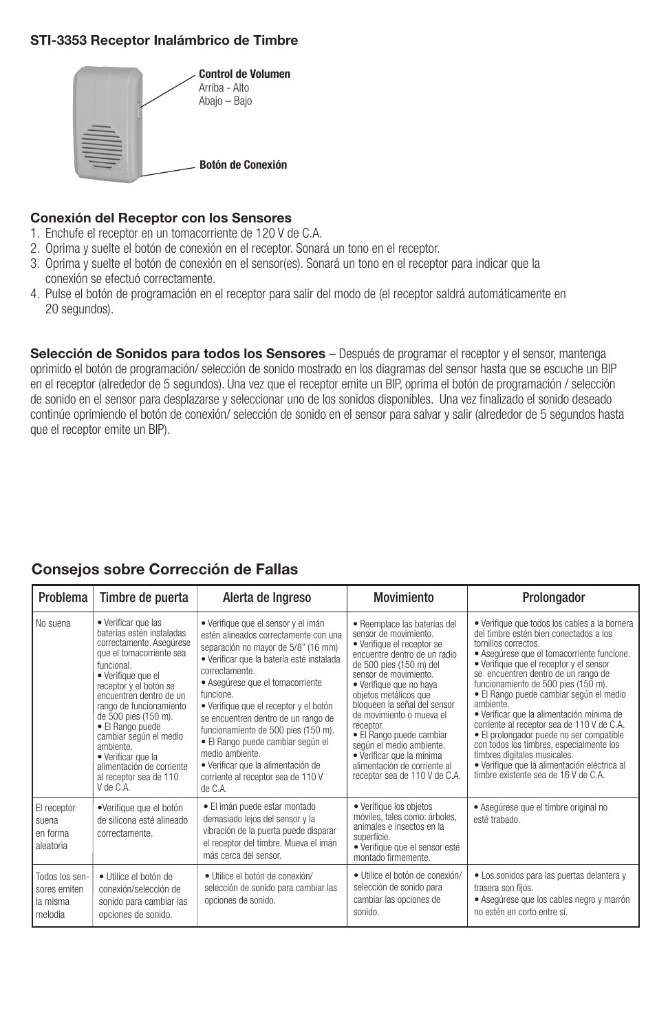**STI-3353 Receptor Inalámbrico de Timbre**

**Control de Volumen**
Arriba - Alto
Abajo – Bajo

**Botón de Conexión**

### Conexión del Receptor con los Sensores

1. Enchufe el receptor en un tomacorriente de 120 V de C.A.
2. Oprima y suelte el botón de conexión en el receptor. Sonará un tono en el receptor.
3. Oprima y suelte el botón de conexión en el sensor(es). Sonará un tono en el receptor para indicar que la conexión se efectuó correctamente.
4. Pulse el botón de programación en el receptor para salir del modo de (el receptor saldrá automáticamente en 20 segundos).

**Selección de Sonidos para todos los Sensores** – Después de programar el receptor y el sensor, mantenga oprimido el botón de programación/ selección de sonido mostrado en los diagramas del sensor hasta que se escuche un BIP en el receptor (alrededor de 5 segundos). Una vez que el receptor emite un BIP, oprima el botón de programación / selección de sonido en el sensor para desplazarse y seleccionar uno de los sonidos disponibles. Una vez finalizado el sonido deseado continúe oprimiendo el botón de conexión/ selección de sonido en el sensor para salvar y salir (alrededor de 5 segundos hasta que el receptor emite un BIP).

## Consejos sobre Corrección de Fallas

| Problema | Timbre de puerta | Alerta de Ingreso | Movimiento | Prolongador |
|---|---|---|---|---|
| No suena | • Verificar que las baterías estén instaladas correctamente. Asegúrese que el tomacorriente sea funcional.<br>• Verifique que el receptor y el botón se encuentren dentro de un rango de funcionamiento de 500 pies (150 m).<br>• El Rango puede cambiar según el medio ambiente.<br>• Verificar que la alimentación de corriente al receptor sea de 110 V de C.A. | • Verifique que el sensor y el imán estén alineados correctamente con una separación no mayor de 5/8" (16 mm)<br>• Verificar que la batería esté instalada correctamente.<br>• Asegúrese que el tomacorriente funcione.<br>• Verifique que el receptor y el botón se encuentren dentro de un rango de funcionamiento de 500 pies (150 m).<br>• El Rango puede cambiar según el medio ambiente.<br>• Verificar que la alimentación de corriente al receptor sea de 110 V de C.A. | • Reemplace las baterías del sensor de movimiento.<br>• Verifique el receptor se encuentre dentro de un radio de 500 pies (150 m) del sensor de movimiento.<br>• Verifique que no haya objetos metálicos que bloqueen la señal del sensor de movimiento o mueva el receptor.<br>• El Rango puede cambiar según el medio ambiente.<br>• Verificar que la mínima alimentación de corriente al receptor sea de 110 V de C.A. | • Verifique que todos los cables a la bornera del timbre estén bien conectados a los tornillos correctos.<br>• Asegúrese que el tomacorriente funcione.<br>• Verifique que el receptor y el sensor se encuentren dentro de un rango de funcionamiento de 500 pies (150 m).<br>• El Rango puede cambiar según el medio ambiente.<br>• Verificar que la alimentación mínima de corriente al receptor sea de 110 V de C.A.<br>• El prolongador puede no ser compatible con todos los timbres, especialmente los timbres digitales musicales.<br>• Verifique que la alimentación eléctrica al timbre existente sea de 16 V de C.A. |
| El receptor suena en forma aleatoria | •Verifique que el botón de silicona esté alineado correctamente. | • El imán puede estar montado demasiado lejos del sensor y la vibración de la puerta puede disparar el receptor del timbre. Mueva el imán más cerca del sensor. | • Verifique los objetos móviles, tales como: árboles, animales e insectos en la superficie.<br>• Verifique que el sensor esté montado firmemente. | • Asegúrese que el timbre original no esté trabado. |
| Todos los sensores emiten la misma melodía | • Utilice el botón de conexión/selección de sonido para cambiar las opciones de sonido. | • Utilice el botón de conexión/ selección de sonido para cambiar las opciones de sonido. | • Utilice el botón de conexión/ selección de sonido para cambiar las opciones de sonido. | • Los sonidos para las puertas delantera y trasera son fijos.<br>• Asegúrese que los cables negro y marrón no estén en corto entre sí. |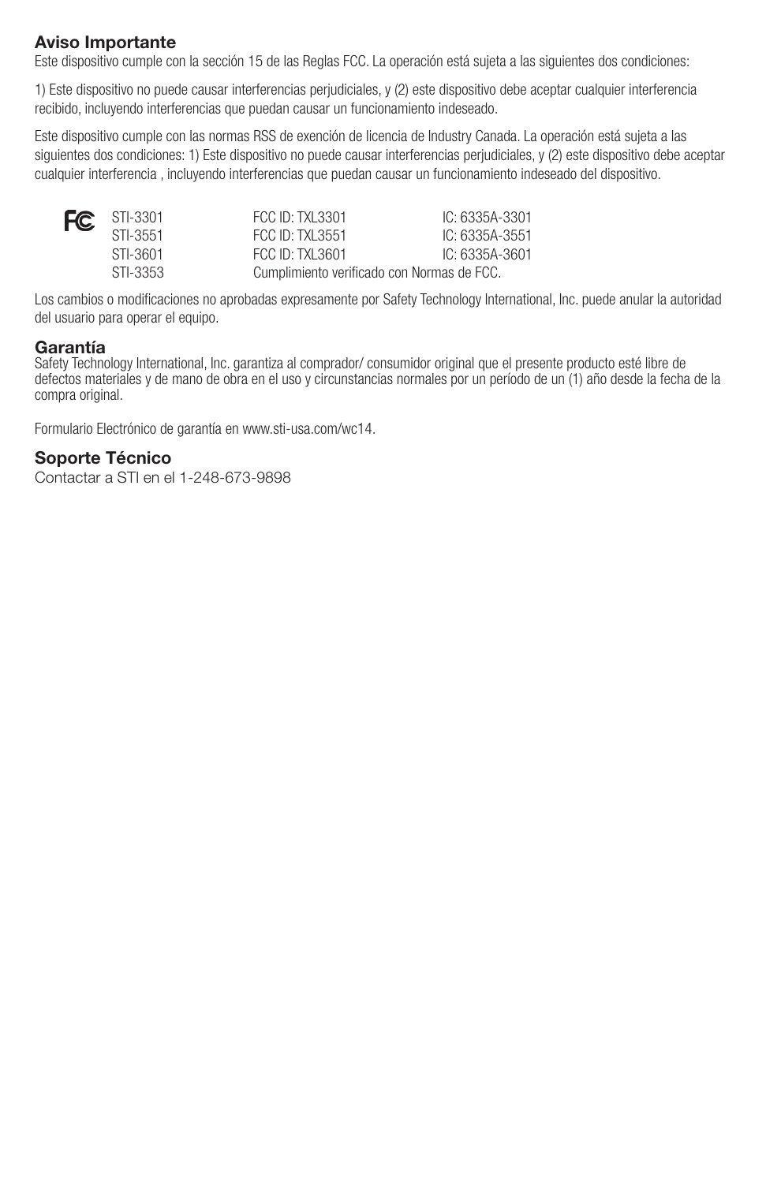## Aviso Importante

Este dispositivo cumple con la sección 15 de las Reglas FCC. La operación está sujeta a las siguientes dos condiciones:

1) Este dispositivo no puede causar interferencias perjudiciales, y (2) este dispositivo debe aceptar cualquier interferencia recibido, incluyendo interferencias que puedan causar un funcionamiento indeseado.

Este dispositivo cumple con las normas RSS de exención de licencia de Industry Canada. La operación está sujeta a las siguientes dos condiciones: 1) Este dispositivo no puede causar interferencias perjudiciales, y (2) este dispositivo debe aceptar cualquier interferencia , incluyendo interferencias que puedan causar un funcionamiento indeseado del dispositivo.

| | | |
|---|---|---|
| STI-3301 | FCC ID: TXL3301 | IC: 6335A-3301 |
| STI-3551 | FCC ID: TXL3551 | IC: 6335A-3551 |
| STI-3601 | FCC ID: TXL3601 | IC: 6335A-3601 |
| STI-3353 | Cumplimiento verificado con Normas de FCC. | |

Los cambios o modificaciones no aprobadas expresamente por Safety Technology International, Inc. puede anular la autoridad del usuario para operar el equipo.

## Garantía

Safety Technology International, Inc. garantiza al comprador/ consumidor original que el presente producto esté libre de defectos materiales y de mano de obra en el uso y circunstancias normales por un período de un (1) año desde la fecha de la compra original.

Formulario Electrónico de garantía en www.sti-usa.com/wc14.

## Soporte Técnico

Contactar a STI en el 1-248-673-9898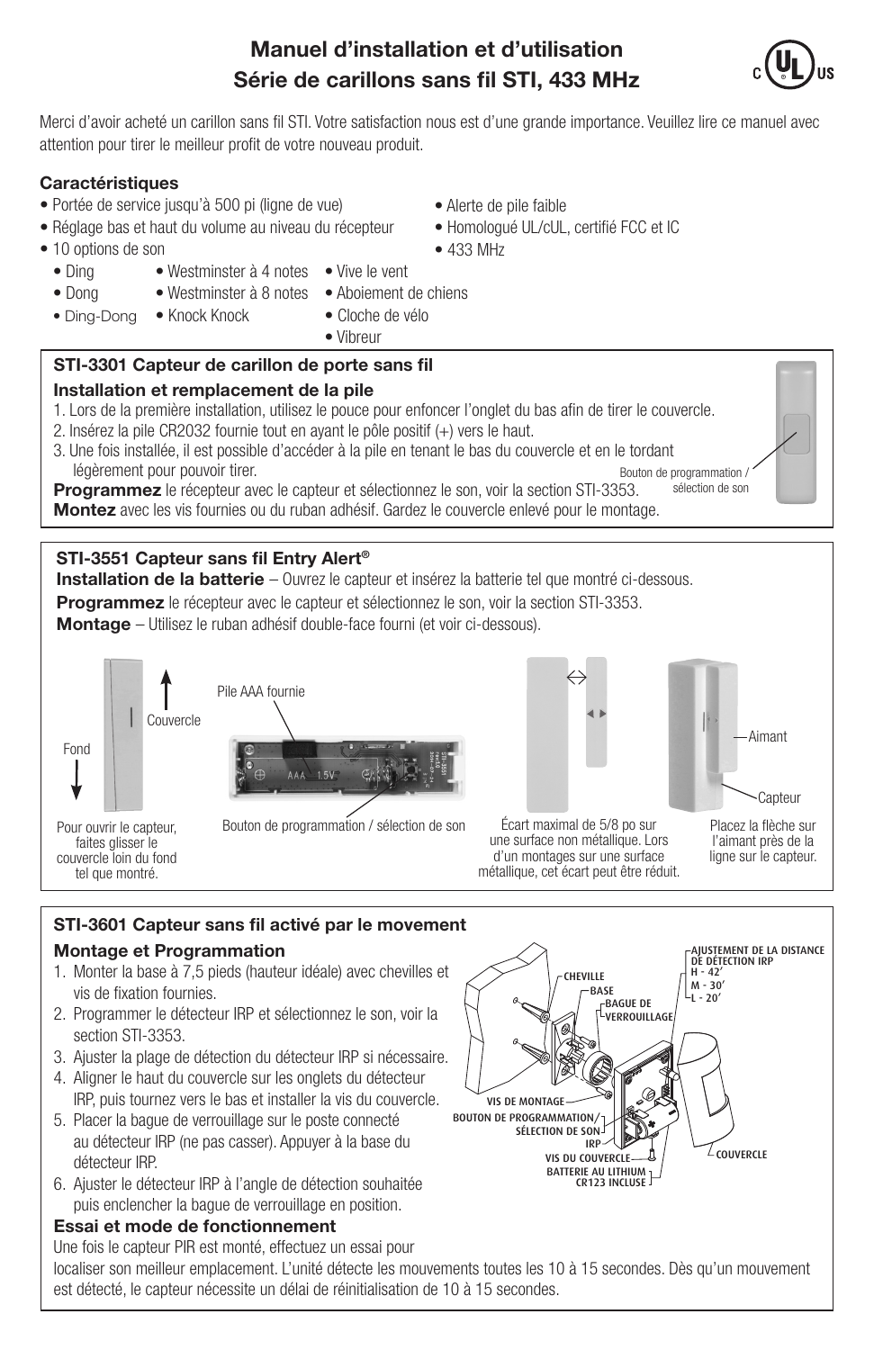# Manuel d'installation et d'utilisation
# Série de carillons sans fil STI, 433 MHz

Merci d'avoir acheté un carillon sans fil STI. Votre satisfaction nous est d'une grande importance. Veuillez lire ce manuel avec attention pour tirer le meilleur profit de votre nouveau produit.

### Caractéristiques

- Portée de service jusqu'à 500 pi (ligne de vue)
- Réglage bas et haut du volume au niveau du récepteur
- 10 options de son
  - Ding
  - Dong
  - Ding-Dong
  - Westminster à 4 notes
  - Westminster à 8 notes
  - Knock Knock
  - Vive le vent
  - Aboiement de chiens
  - Cloche de vélo
  - Vibreur
- Alerte de pile faible
- Homologué UL/cUL, certifié FCC et IC
- 433 MHz

## STI-3301 Capteur de carillon de porte sans fil

### Installation et remplacement de la pile

1. Lors de la première installation, utilisez le pouce pour enfoncer l'onglet du bas afin de tirer le couvercle.
2. Insérez la pile CR2032 fournie tout en ayant le pôle positif (+) vers le haut.
3. Une fois installée, il est possible d'accéder à la pile en tenant le bas du couvercle et en le tordant légèrement pour pouvoir tirer.

**Programmez** le récepteur avec le capteur et sélectionnez le son, voir la section STI-3353.
**Montez** avec les vis fournies ou du ruban adhésif. Gardez le couvercle enlevé pour le montage.

Bouton de programmation / sélection de son

## STI-3551 Capteur sans fil Entry Alert®

**Installation de la batterie** – Ouvrez le capteur et insérez la batterie tel que montré ci-dessous.
**Programmez** le récepteur avec le capteur et sélectionnez le son, voir la section STI-3353.
**Montage** – Utilisez le ruban adhésif double-face fourni (et voir ci-dessous).

Couvercle / Fond

Pour ouvrir le capteur, faites glisser le couvercle loin du fond tel que montré.

Pile AAA fournie

Bouton de programmation / sélection de son

Écart maximal de 5/8 po sur une surface non métallique. Lors d'un montages sur une surface métallique, cet écart peut être réduit.

Aimant / Capteur

Placez la flèche sur l'aimant près de la ligne sur le capteur.

## STI-3601 Capteur sans fil activé par le movement

### Montage et Programmation

1. Monter la base à 7,5 pieds (hauteur idéale) avec chevilles et vis de fixation fournies.
2. Programmer le détecteur IRP et sélectionnez le son, voir la section STI-3353.
3. Ajuster la plage de détection du détecteur IRP si nécessaire.
4. Aligner le haut du couvercle sur les onglets du détecteur IRP, puis tournez vers le bas et installer la vis du couvercle.
5. Placer la bague de verrouillage sur le poste connecté au détecteur IRP (ne pas casser). Appuyer à la base du détecteur IRP.
6. Ajuster le détecteur IRP à l'angle de détection souhaitée puis enclencher la bague de verrouillage en position.

CHEVILLE · BASE · BAGUE DE VERROUILLAGE · AJUSTEMENT DE LA DISTANCE DE DÉTECTION IRP (H - 42', M - 30', L - 20') · VIS DE MONTAGE · BOUTON DE PROGRAMMATION/SÉLECTION DE SON IRP · VIS DU COUVERCLE · BATTERIE AU LITHIUM CR123 INCLUSE · COUVERCLE

### Essai et mode de fonctionnement

Une fois le capteur PIR est monté, effectuez un essai pour localiser son meilleur emplacement. L'unité détecte les mouvements toutes les 10 à 15 secondes. Dès qu'un mouvement est détecté, le capteur nécessite un délai de réinitialisation de 10 à 15 secondes.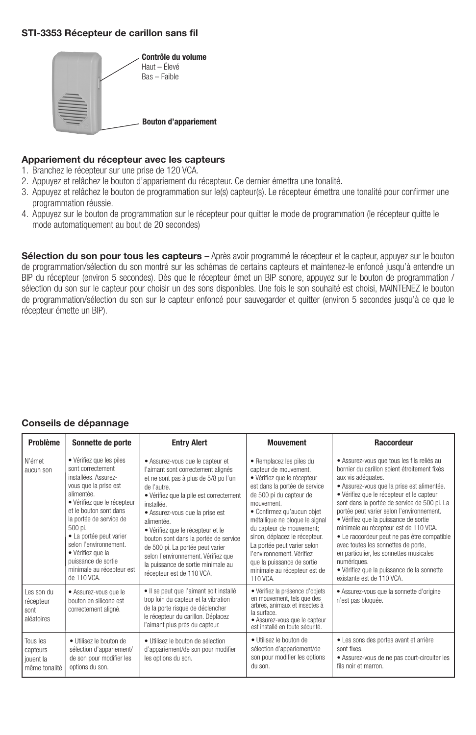**STI-3353 Récepteur de carillon sans fil**

**Contrôle du volume**
Haut – Élevé
Bas – Faible

**Bouton d'appariement**

### Appariement du récepteur avec les capteurs

1. Branchez le récepteur sur une prise de 120 VCA.
2. Appuyez et relâchez le bouton d'appariement du récepteur. Ce dernier émettra une tonalité.
3. Appuyez et relâchez le bouton de programmation sur le(s) capteur(s). Le récepteur émettra une tonalité pour confirmer une programmation réussie.
4. Appuyez sur le bouton de programmation sur le récepteur pour quitter le mode de programmation (le récepteur quitte le mode automatiquement au bout de 20 secondes)

**Sélection du son pour tous les capteurs** – Après avoir programmé le récepteur et le capteur, appuyez sur le bouton de programmation/sélection du son montré sur les schémas de certains capteurs et maintenez-le enfoncé jusqu'à entendre un BIP du récepteur (environ 5 secondes). Dès que le récepteur émet un BIP sonore, appuyez sur le bouton de programmation / sélection du son sur le capteur pour choisir un des sons disponibles. Une fois le son souhaité est choisi, MAINTENEZ le bouton de programmation/sélection du son sur le capteur enfoncé pour sauvegarder et quitter (environ 5 secondes jusqu'à ce que le récepteur émette un BIP).

### Conseils de dépannage

| Problème | Sonnette de porte | Entry Alert | Mouvement | Raccordeur |
|---|---|---|---|---|
| N'émet aucun son | • Vérifiez que les piles sont correctement installées. Assurez-vous que la prise est alimentée.<br>• Vérifiez que le récepteur et le bouton sont dans la portée de service de 500 pi.<br>• La portée peut varier selon l'environnement.<br>• Vérifiez que la puissance de sortie minimale au récepteur est de 110 VCA. | • Assurez-vous que le capteur et l'aimant sont correctement alignés et ne sont pas à plus de 5/8 po l'un de l'autre.<br>• Vérifiez que la pile est correctement installée.<br>• Assurez-vous que la prise est alimentée.<br>• Vérifiez que le récepteur et le bouton sont dans la portée de service de 500 pi. La portée peut varier selon l'environnement. Vérifiez que la puissance de sortie minimale au récepteur est de 110 VCA. | • Remplacez les piles du capteur de mouvement.<br>• Vérifiez que le récepteur est dans la portée de service de 500 pi du capteur de mouvement.<br>• Confirmez qu'aucun objet métallique ne bloque le signal du capteur de mouvement; sinon, déplacez le récepteur. La portée peut varier selon l'environnement. Vérifiez que la puissance de sortie minimale au récepteur est de 110 VCA. | • Assurez-vous que tous les fils reliés au bornier du carillon soient étroitement fixés aux vis adéquates.<br>• Assurez-vous que la prise est alimentée.<br>• Vérifiez que le récepteur et le capteur sont dans la portée de service de 500 pi. La portée peut varier selon l'environnement.<br>• Vérifiez que la puissance de sortie minimale au récepteur est de 110 VCA.<br>• Le raccordeur peut ne pas être compatible avec toutes les sonnettes de porte, en particulier, les sonnettes musicales numériques.<br>• Vérifiez que la puissance de la sonnette existante est de 110 VCA. |
| Les son du récepteur sont aléatoires | • Assurez-vous que le bouton en silicone est correctement aligné. | • Il se peut que l'aimant soit installé trop loin du capteur et la vibration de la porte risque de déclencher le récepteur du carillon. Déplacez l'aimant plus près du capteur. | • Vérifiez la présence d'objets en mouvement, tels que des arbres, animaux et insectes à la surface.<br>• Assurez-vous que le capteur est installé en toute sécurité. | • Assurez-vous que la sonnette d'origine n'est pas bloquée. |
| Tous les capteurs jouent la même tonalité | • Utilisez le bouton de sélection d'appariement/ de son pour modifier les options du son. | • Utilisez le bouton de sélection d'appariement/de son pour modifier les options du son. | • Utilisez le bouton de sélection d'appariement/de son pour modifier les options du son. | • Les sons des portes avant et arrière sont fixes.<br>• Assurez-vous de ne pas court-circuiter les fils noir et marron. |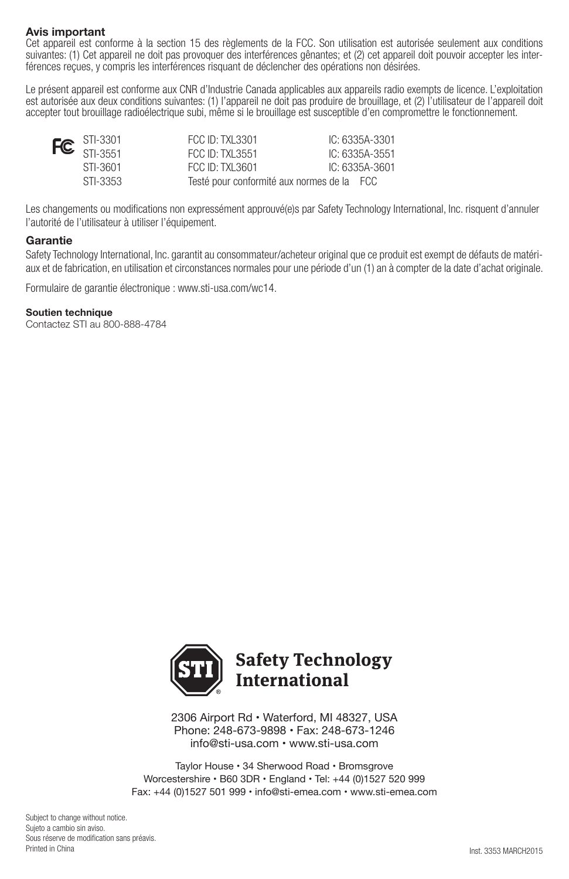**Avis important**

Cet appareil est conforme à la section 15 des règlements de la FCC. Son utilisation est autorisée seulement aux conditions suivantes: (1) Cet appareil ne doit pas provoquer des interférences gênantes; et (2) cet appareil doit pouvoir accepter les interférences reçues, y compris les interférences risquant de déclencher des opérations non désirées.

Le présent appareil est conforme aux CNR d'Industrie Canada applicables aux appareils radio exempts de licence. L'exploitation est autorisée aux deux conditions suivantes: (1) l'appareil ne doit pas produire de brouillage, et (2) l'utilisateur de l'appareil doit accepter tout brouillage radioélectrique subi, même si le brouillage est susceptible d'en compromettre le fonctionnement.

| | | |
|---|---|---|
| STI-3301 | FCC ID: TXL3301 | IC: 6335A-3301 |
| STI-3551 | FCC ID: TXL3551 | IC: 6335A-3551 |
| STI-3601 | FCC ID: TXL3601 | IC: 6335A-3601 |
| STI-3353 | Testé pour conformité aux normes de la FCC | |

Les changements ou modifications non expressément approuvé(e)s par Safety Technology International, Inc. risquent d'annuler l'autorité de l'utilisateur à utiliser l'équipement.

**Garantie**

Safety Technology International, Inc. garantit au consommateur/acheteur original que ce produit est exempt de défauts de matériaux et de fabrication, en utilisation et circonstances normales pour une période d'un (1) an à compter de la date d'achat originale.

Formulaire de garantie électronique : www.sti-usa.com/wc14.

**Soutien technique**

Contactez STI au 800-888-4784

**Safety Technology International**

2306 Airport Rd • Waterford, MI 48327, USA
Phone: 248-673-9898 • Fax: 248-673-1246
info@sti-usa.com • www.sti-usa.com

Taylor House • 34 Sherwood Road • Bromsgrove
Worcestershire • B60 3DR • England • Tel: +44 (0)1527 520 999
Fax: +44 (0)1527 501 999 • info@sti-emea.com • www.sti-emea.com

Subject to change without notice.
Sujeto a cambio sin aviso.
Sous réserve de modification sans préavis.
Printed in China

Inst. 3353 MARCH2015